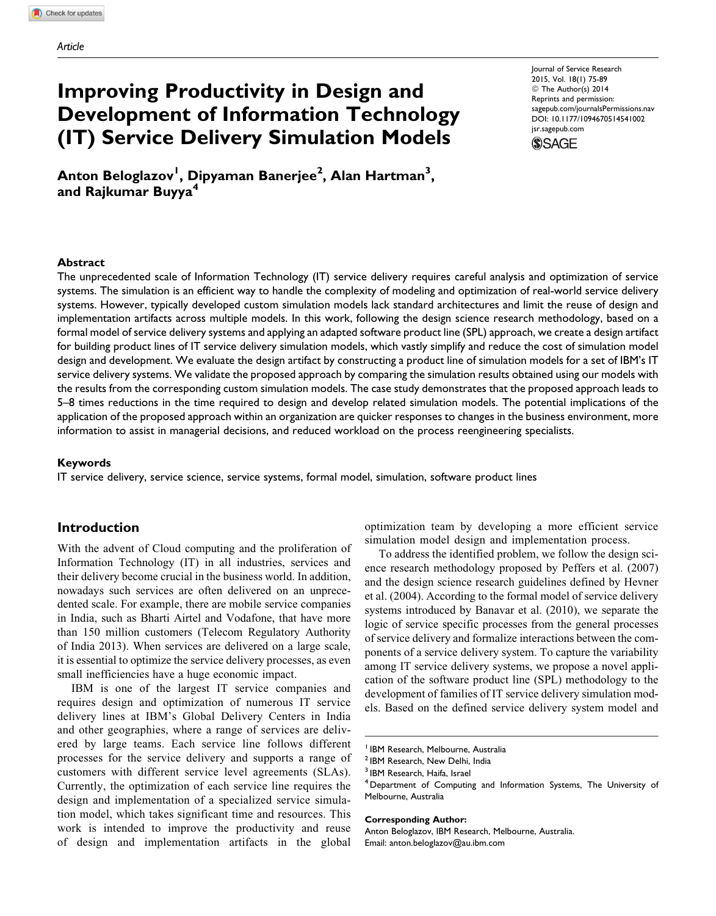Article

# Improving Productivity in Design and Development of Information Technology (IT) Service Delivery Simulation Models

Journal of Service Research
2015, Vol. 18(1) 75-89
© The Author(s) 2014
Reprints and permission:
sagepub.com/journalsPermissions.nav
DOI: 10.1177/1094670514541002
jsr.sagepub.com

**Anton Beloglazov[1], Dipyaman Banerjee[2], Alan Hartman[3], and Rajkumar Buyya[4]**

## Abstract

The unprecedented scale of Information Technology (IT) service delivery requires careful analysis and optimization of service systems. The simulation is an efficient way to handle the complexity of modeling and optimization of real-world service delivery systems. However, typically developed custom simulation models lack standard architectures and limit the reuse of design and implementation artifacts across multiple models. In this work, following the design science research methodology, based on a formal model of service delivery systems and applying an adapted software product line (SPL) approach, we create a design artifact for building product lines of IT service delivery simulation models, which vastly simplify and reduce the cost of simulation model design and development. We evaluate the design artifact by constructing a product line of simulation models for a set of IBM's IT service delivery systems. We validate the proposed approach by comparing the simulation results obtained using our models with the results from the corresponding custom simulation models. The case study demonstrates that the proposed approach leads to 5–8 times reductions in the time required to design and develop related simulation models. The potential implications of the application of the proposed approach within an organization are quicker responses to changes in the business environment, more information to assist in managerial decisions, and reduced workload on the process reengineering specialists.

## Keywords

IT service delivery, service science, service systems, formal model, simulation, software product lines

## Introduction

With the advent of Cloud computing and the proliferation of Information Technology (IT) in all industries, services and their delivery become crucial in the business world. In addition, nowadays such services are often delivered on an unprecedented scale. For example, there are mobile service companies in India, such as Bharti Airtel and Vodafone, that have more than 150 million customers (Telecom Regulatory Authority of India 2013). When services are delivered on a large scale, it is essential to optimize the service delivery processes, as even small inefficiencies have a huge economic impact.

IBM is one of the largest IT service companies and requires design and optimization of numerous IT service delivery lines at IBM's Global Delivery Centers in India and other geographies, where a range of services are delivered by large teams. Each service line follows different processes for the service delivery and supports a range of customers with different service level agreements (SLAs). Currently, the optimization of each service line requires the design and implementation of a specialized service simulation model, which takes significant time and resources. This work is intended to improve the productivity and reuse of design and implementation artifacts in the global optimization team by developing a more efficient service simulation model design and implementation process.

To address the identified problem, we follow the design science research methodology proposed by Peffers et al. (2007) and the design science research guidelines defined by Hevner et al. (2004). According to the formal model of service delivery systems introduced by Banavar et al. (2010), we separate the logic of service specific processes from the general processes of service delivery and formalize interactions between the components of a service delivery system. To capture the variability among IT service delivery systems, we propose a novel application of the software product line (SPL) methodology to the development of families of IT service delivery simulation models. Based on the defined service delivery system model and

[1] IBM Research, Melbourne, Australia
[2] IBM Research, New Delhi, India
[3] IBM Research, Haifa, Israel
[4] Department of Computing and Information Systems, The University of Melbourne, Australia

**Corresponding Author:**
Anton Beloglazov, IBM Research, Melbourne, Australia.
Email: anton.beloglazov@au.ibm.com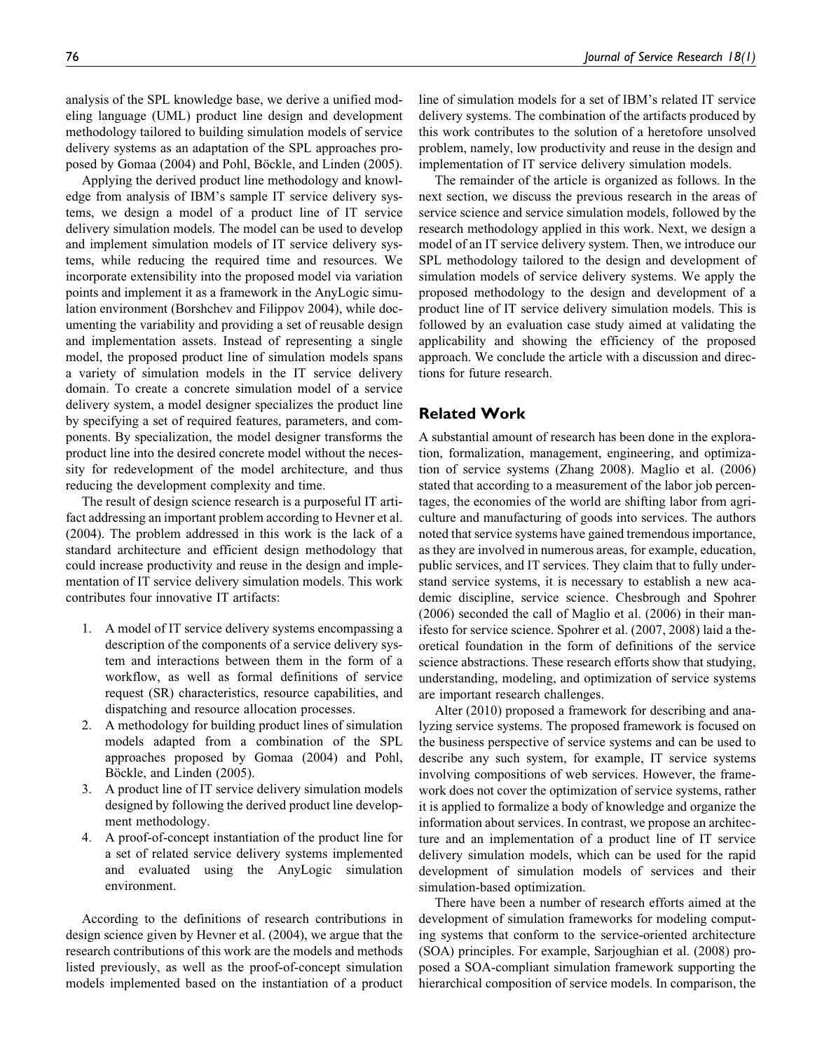analysis of the SPL knowledge base, we derive a unified modeling language (UML) product line design and development methodology tailored to building simulation models of service delivery systems as an adaptation of the SPL approaches proposed by Gomaa (2004) and Pohl, Böckle, and Linden (2005).

Applying the derived product line methodology and knowledge from analysis of IBM's sample IT service delivery systems, we design a model of a product line of IT service delivery simulation models. The model can be used to develop and implement simulation models of IT service delivery systems, while reducing the required time and resources. We incorporate extensibility into the proposed model via variation points and implement it as a framework in the AnyLogic simulation environment (Borshchev and Filippov 2004), while documenting the variability and providing a set of reusable design and implementation assets. Instead of representing a single model, the proposed product line of simulation models spans a variety of simulation models in the IT service delivery domain. To create a concrete simulation model of a service delivery system, a model designer specializes the product line by specifying a set of required features, parameters, and components. By specialization, the model designer transforms the product line into the desired concrete model without the necessity for redevelopment of the model architecture, and thus reducing the development complexity and time.

The result of design science research is a purposeful IT artifact addressing an important problem according to Hevner et al. (2004). The problem addressed in this work is the lack of a standard architecture and efficient design methodology that could increase productivity and reuse in the design and implementation of IT service delivery simulation models. This work contributes four innovative IT artifacts:

1. A model of IT service delivery systems encompassing a description of the components of a service delivery system and interactions between them in the form of a workflow, as well as formal definitions of service request (SR) characteristics, resource capabilities, and dispatching and resource allocation processes.
2. A methodology for building product lines of simulation models adapted from a combination of the SPL approaches proposed by Gomaa (2004) and Pohl, Böckle, and Linden (2005).
3. A product line of IT service delivery simulation models designed by following the derived product line development methodology.
4. A proof-of-concept instantiation of the product line for a set of related service delivery systems implemented and evaluated using the AnyLogic simulation environment.

According to the definitions of research contributions in design science given by Hevner et al. (2004), we argue that the research contributions of this work are the models and methods listed previously, as well as the proof-of-concept simulation models implemented based on the instantiation of a product line of simulation models for a set of IBM's related IT service delivery systems. The combination of the artifacts produced by this work contributes to the solution of a heretofore unsolved problem, namely, low productivity and reuse in the design and implementation of IT service delivery simulation models.

The remainder of the article is organized as follows. In the next section, we discuss the previous research in the areas of service science and service simulation models, followed by the research methodology applied in this work. Next, we design a model of an IT service delivery system. Then, we introduce our SPL methodology tailored to the design and development of simulation models of service delivery systems. We apply the proposed methodology to the design and development of a product line of IT service delivery simulation models. This is followed by an evaluation case study aimed at validating the applicability and showing the efficiency of the proposed approach. We conclude the article with a discussion and directions for future research.

## Related Work

A substantial amount of research has been done in the exploration, formalization, management, engineering, and optimization of service systems (Zhang 2008). Maglio et al. (2006) stated that according to a measurement of the labor job percentages, the economies of the world are shifting labor from agriculture and manufacturing of goods into services. The authors noted that service systems have gained tremendous importance, as they are involved in numerous areas, for example, education, public services, and IT services. They claim that to fully understand service systems, it is necessary to establish a new academic discipline, service science. Chesbrough and Spohrer (2006) seconded the call of Maglio et al. (2006) in their manifesto for service science. Spohrer et al. (2007, 2008) laid a theoretical foundation in the form of definitions of the service science abstractions. These research efforts show that studying, understanding, modeling, and optimization of service systems are important research challenges.

Alter (2010) proposed a framework for describing and analyzing service systems. The proposed framework is focused on the business perspective of service systems and can be used to describe any such system, for example, IT service systems involving compositions of web services. However, the framework does not cover the optimization of service systems, rather it is applied to formalize a body of knowledge and organize the information about services. In contrast, we propose an architecture and an implementation of a product line of IT service delivery simulation models, which can be used for the rapid development of simulation models of services and their simulation-based optimization.

There have been a number of research efforts aimed at the development of simulation frameworks for modeling computing systems that conform to the service-oriented architecture (SOA) principles. For example, Sarjoughian et al. (2008) proposed a SOA-compliant simulation framework supporting the hierarchical composition of service models. In comparison, the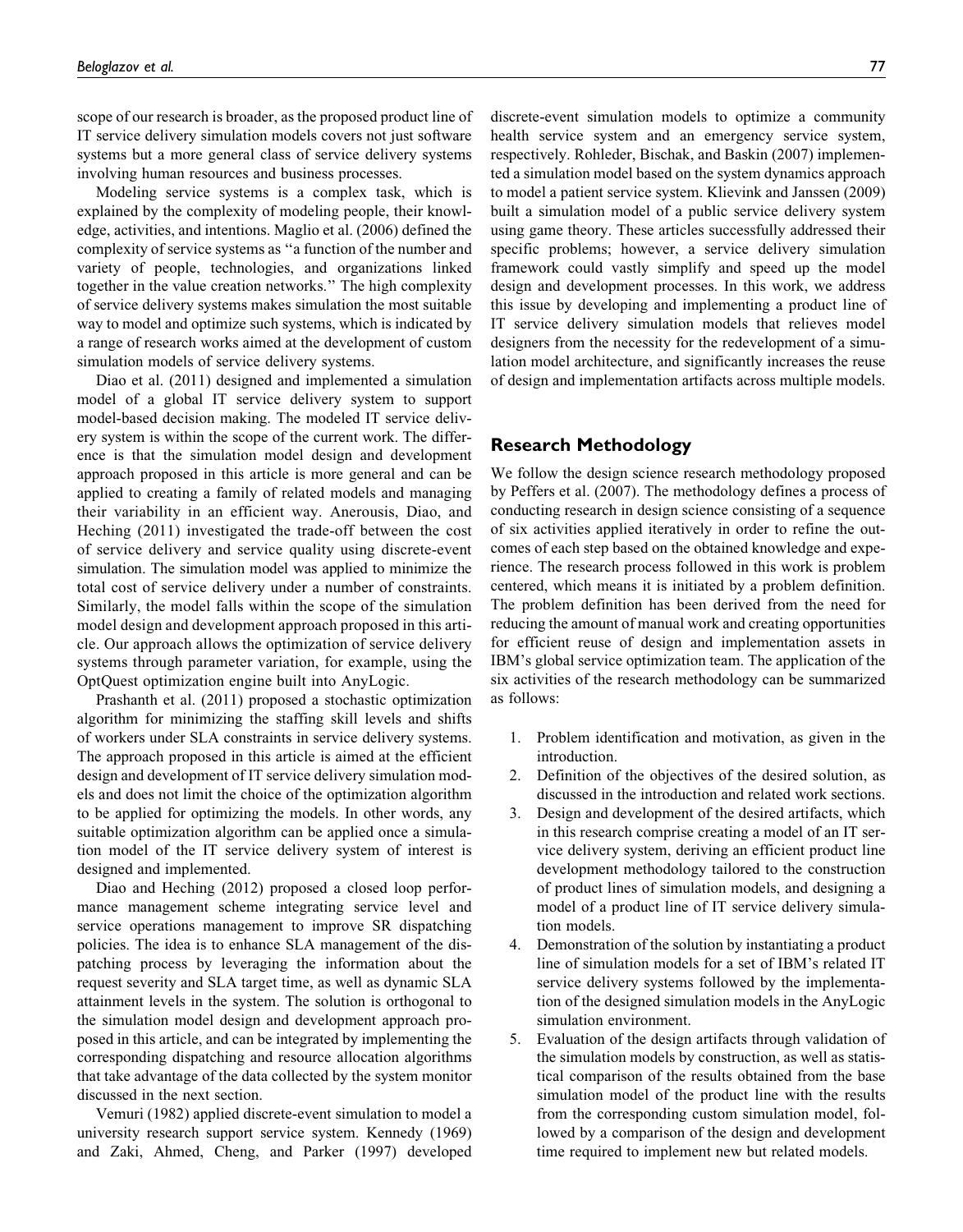scope of our research is broader, as the proposed product line of IT service delivery simulation models covers not just software systems but a more general class of service delivery systems involving human resources and business processes.

Modeling service systems is a complex task, which is explained by the complexity of modeling people, their knowledge, activities, and intentions. Maglio et al. (2006) defined the complexity of service systems as "a function of the number and variety of people, technologies, and organizations linked together in the value creation networks." The high complexity of service delivery systems makes simulation the most suitable way to model and optimize such systems, which is indicated by a range of research works aimed at the development of custom simulation models of service delivery systems.

Diao et al. (2011) designed and implemented a simulation model of a global IT service delivery system to support model-based decision making. The modeled IT service delivery system is within the scope of the current work. The difference is that the simulation model design and development approach proposed in this article is more general and can be applied to creating a family of related models and managing their variability in an efficient way. Anerousis, Diao, and Heching (2011) investigated the trade-off between the cost of service delivery and service quality using discrete-event simulation. The simulation model was applied to minimize the total cost of service delivery under a number of constraints. Similarly, the model falls within the scope of the simulation model design and development approach proposed in this article. Our approach allows the optimization of service delivery systems through parameter variation, for example, using the OptQuest optimization engine built into AnyLogic.

Prashanth et al. (2011) proposed a stochastic optimization algorithm for minimizing the staffing skill levels and shifts of workers under SLA constraints in service delivery systems. The approach proposed in this article is aimed at the efficient design and development of IT service delivery simulation models and does not limit the choice of the optimization algorithm to be applied for optimizing the models. In other words, any suitable optimization algorithm can be applied once a simulation model of the IT service delivery system of interest is designed and implemented.

Diao and Heching (2012) proposed a closed loop performance management scheme integrating service level and service operations management to improve SR dispatching policies. The idea is to enhance SLA management of the dispatching process by leveraging the information about the request severity and SLA target time, as well as dynamic SLA attainment levels in the system. The solution is orthogonal to the simulation model design and development approach proposed in this article, and can be integrated by implementing the corresponding dispatching and resource allocation algorithms that take advantage of the data collected by the system monitor discussed in the next section.

Vemuri (1982) applied discrete-event simulation to model a university research support service system. Kennedy (1969) and Zaki, Ahmed, Cheng, and Parker (1997) developed discrete-event simulation models to optimize a community health service system and an emergency service system, respectively. Rohleder, Bischak, and Baskin (2007) implemented a simulation model based on the system dynamics approach to model a patient service system. Klievink and Janssen (2009) built a simulation model of a public service delivery system using game theory. These articles successfully addressed their specific problems; however, a service delivery simulation framework could vastly simplify and speed up the model design and development processes. In this work, we address this issue by developing and implementing a product line of IT service delivery simulation models that relieves model designers from the necessity for the redevelopment of a simulation model architecture, and significantly increases the reuse of design and implementation artifacts across multiple models.

## Research Methodology

We follow the design science research methodology proposed by Peffers et al. (2007). The methodology defines a process of conducting research in design science consisting of a sequence of six activities applied iteratively in order to refine the outcomes of each step based on the obtained knowledge and experience. The research process followed in this work is problem centered, which means it is initiated by a problem definition. The problem definition has been derived from the need for reducing the amount of manual work and creating opportunities for efficient reuse of design and implementation assets in IBM's global service optimization team. The application of the six activities of the research methodology can be summarized as follows:

1. Problem identification and motivation, as given in the introduction.
2. Definition of the objectives of the desired solution, as discussed in the introduction and related work sections.
3. Design and development of the desired artifacts, which in this research comprise creating a model of an IT service delivery system, deriving an efficient product line development methodology tailored to the construction of product lines of simulation models, and designing a model of a product line of IT service delivery simulation models.
4. Demonstration of the solution by instantiating a product line of simulation models for a set of IBM's related IT service delivery systems followed by the implementation of the designed simulation models in the AnyLogic simulation environment.
5. Evaluation of the design artifacts through validation of the simulation models by construction, as well as statistical comparison of the results obtained from the base simulation model of the product line with the results from the corresponding custom simulation model, followed by a comparison of the design and development time required to implement new but related models.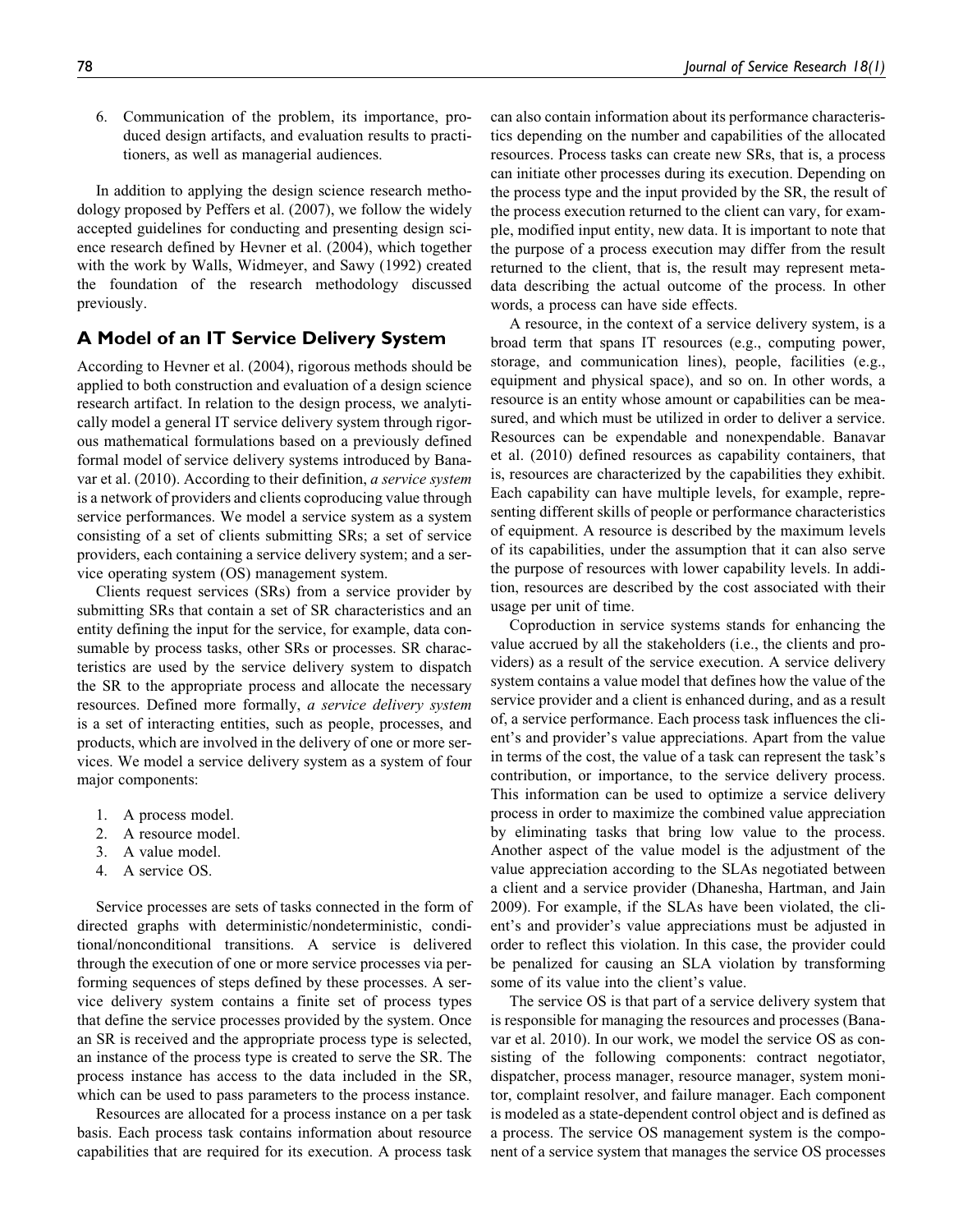6. Communication of the problem, its importance, produced design artifacts, and evaluation results to practitioners, as well as managerial audiences.

In addition to applying the design science research methodology proposed by Peffers et al. (2007), we follow the widely accepted guidelines for conducting and presenting design science research defined by Hevner et al. (2004), which together with the work by Walls, Widmeyer, and Sawy (1992) created the foundation of the research methodology discussed previously.

## A Model of an IT Service Delivery System

According to Hevner et al. (2004), rigorous methods should be applied to both construction and evaluation of a design science research artifact. In relation to the design process, we analytically model a general IT service delivery system through rigorous mathematical formulations based on a previously defined formal model of service delivery systems introduced by Banavar et al. (2010). According to their definition, *a service system* is a network of providers and clients coproducing value through service performances. We model a service system as a system consisting of a set of clients submitting SRs; a set of service providers, each containing a service delivery system; and a service operating system (OS) management system.

Clients request services (SRs) from a service provider by submitting SRs that contain a set of SR characteristics and an entity defining the input for the service, for example, data consumable by process tasks, other SRs or processes. SR characteristics are used by the service delivery system to dispatch the SR to the appropriate process and allocate the necessary resources. Defined more formally, *a service delivery system* is a set of interacting entities, such as people, processes, and products, which are involved in the delivery of one or more services. We model a service delivery system as a system of four major components:

1. A process model.
2. A resource model.
3. A value model.
4. A service OS.

Service processes are sets of tasks connected in the form of directed graphs with deterministic/nondeterministic, conditional/nonconditional transitions. A service is delivered through the execution of one or more service processes via performing sequences of steps defined by these processes. A service delivery system contains a finite set of process types that define the service processes provided by the system. Once an SR is received and the appropriate process type is selected, an instance of the process type is created to serve the SR. The process instance has access to the data included in the SR, which can be used to pass parameters to the process instance.

Resources are allocated for a process instance on a per task basis. Each process task contains information about resource capabilities that are required for its execution. A process task can also contain information about its performance characteristics depending on the number and capabilities of the allocated resources. Process tasks can create new SRs, that is, a process can initiate other processes during its execution. Depending on the process type and the input provided by the SR, the result of the process execution returned to the client can vary, for example, modified input entity, new data. It is important to note that the purpose of a process execution may differ from the result returned to the client, that is, the result may represent metadata describing the actual outcome of the process. In other words, a process can have side effects.

A resource, in the context of a service delivery system, is a broad term that spans IT resources (e.g., computing power, storage, and communication lines), people, facilities (e.g., equipment and physical space), and so on. In other words, a resource is an entity whose amount or capabilities can be measured, and which must be utilized in order to deliver a service. Resources can be expendable and nonexpendable. Banavar et al. (2010) defined resources as capability containers, that is, resources are characterized by the capabilities they exhibit. Each capability can have multiple levels, for example, representing different skills of people or performance characteristics of equipment. A resource is described by the maximum levels of its capabilities, under the assumption that it can also serve the purpose of resources with lower capability levels. In addition, resources are described by the cost associated with their usage per unit of time.

Coproduction in service systems stands for enhancing the value accrued by all the stakeholders (i.e., the clients and providers) as a result of the service execution. A service delivery system contains a value model that defines how the value of the service provider and a client is enhanced during, and as a result of, a service performance. Each process task influences the client's and provider's value appreciations. Apart from the value in terms of the cost, the value of a task can represent the task's contribution, or importance, to the service delivery process. This information can be used to optimize a service delivery process in order to maximize the combined value appreciation by eliminating tasks that bring low value to the process. Another aspect of the value model is the adjustment of the value appreciation according to the SLAs negotiated between a client and a service provider (Dhanesha, Hartman, and Jain 2009). For example, if the SLAs have been violated, the client's and provider's value appreciations must be adjusted in order to reflect this violation. In this case, the provider could be penalized for causing an SLA violation by transforming some of its value into the client's value.

The service OS is that part of a service delivery system that is responsible for managing the resources and processes (Banavar et al. 2010). In our work, we model the service OS as consisting of the following components: contract negotiator, dispatcher, process manager, resource manager, system monitor, complaint resolver, and failure manager. Each component is modeled as a state-dependent control object and is defined as a process. The service OS management system is the component of a service system that manages the service OS processes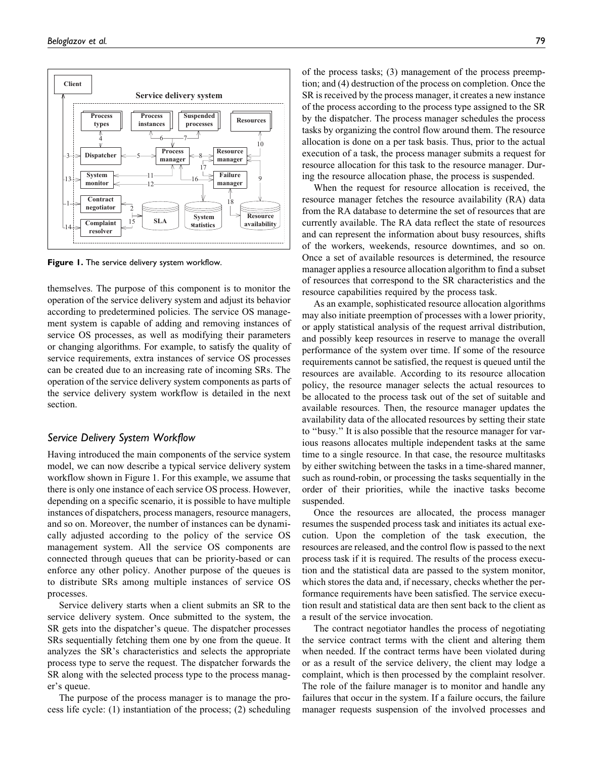Figure 1. The service delivery system workflow.

themselves. The purpose of this component is to monitor the operation of the service delivery system and adjust its behavior according to predetermined policies. The service OS management system is capable of adding and removing instances of service OS processes, as well as modifying their parameters or changing algorithms. For example, to satisfy the quality of service requirements, extra instances of service OS processes can be created due to an increasing rate of incoming SRs. The operation of the service delivery system components as parts of the service delivery system workflow is detailed in the next section.

## Service Delivery System Workflow

Having introduced the main components of the service system model, we can now describe a typical service delivery system workflow shown in Figure 1. For this example, we assume that there is only one instance of each service OS process. However, depending on a specific scenario, it is possible to have multiple instances of dispatchers, process managers, resource managers, and so on. Moreover, the number of instances can be dynamically adjusted according to the policy of the service OS management system. All the service OS components are connected through queues that can be priority-based or can enforce any other policy. Another purpose of the queues is to distribute SRs among multiple instances of service OS processes.

Service delivery starts when a client submits an SR to the service delivery system. Once submitted to the system, the SR gets into the dispatcher's queue. The dispatcher processes SRs sequentially fetching them one by one from the queue. It analyzes the SR's characteristics and selects the appropriate process type to serve the request. The dispatcher forwards the SR along with the selected process type to the process manager's queue.

The purpose of the process manager is to manage the process life cycle: (1) instantiation of the process; (2) scheduling of the process tasks; (3) management of the process preemption; and (4) destruction of the process on completion. Once the SR is received by the process manager, it creates a new instance of the process according to the process type assigned to the SR by the dispatcher. The process manager schedules the process tasks by organizing the control flow around them. The resource allocation is done on a per task basis. Thus, prior to the actual execution of a task, the process manager submits a request for resource allocation for this task to the resource manager. During the resource allocation phase, the process is suspended.

When the request for resource allocation is received, the resource manager fetches the resource availability (RA) data from the RA database to determine the set of resources that are currently available. The RA data reflect the state of resources and can represent the information about busy resources, shifts of the workers, weekends, resource downtimes, and so on. Once a set of available resources is determined, the resource manager applies a resource allocation algorithm to find a subset of resources that correspond to the SR characteristics and the resource capabilities required by the process task.

As an example, sophisticated resource allocation algorithms may also initiate preemption of processes with a lower priority, or apply statistical analysis of the request arrival distribution, and possibly keep resources in reserve to manage the overall performance of the system over time. If some of the resource requirements cannot be satisfied, the request is queued until the resources are available. According to its resource allocation policy, the resource manager selects the actual resources to be allocated to the process task out of the set of suitable and available resources. Then, the resource manager updates the availability data of the allocated resources by setting their state to "busy." It is also possible that the resource manager for various reasons allocates multiple independent tasks at the same time to a single resource. In that case, the resource multitasks by either switching between the tasks in a time-shared manner, such as round-robin, or processing the tasks sequentially in the order of their priorities, while the inactive tasks become suspended.

Once the resources are allocated, the process manager resumes the suspended process task and initiates its actual execution. Upon the completion of the task execution, the resources are released, and the control flow is passed to the next process task if it is required. The results of the process execution and the statistical data are passed to the system monitor, which stores the data and, if necessary, checks whether the performance requirements have been satisfied. The service execution result and statistical data are then sent back to the client as a result of the service invocation.

The contract negotiator handles the process of negotiating the service contract terms with the client and altering them when needed. If the contract terms have been violated during or as a result of the service delivery, the client may lodge a complaint, which is then processed by the complaint resolver. The role of the failure manager is to monitor and handle any failures that occur in the system. If a failure occurs, the failure manager requests suspension of the involved processes and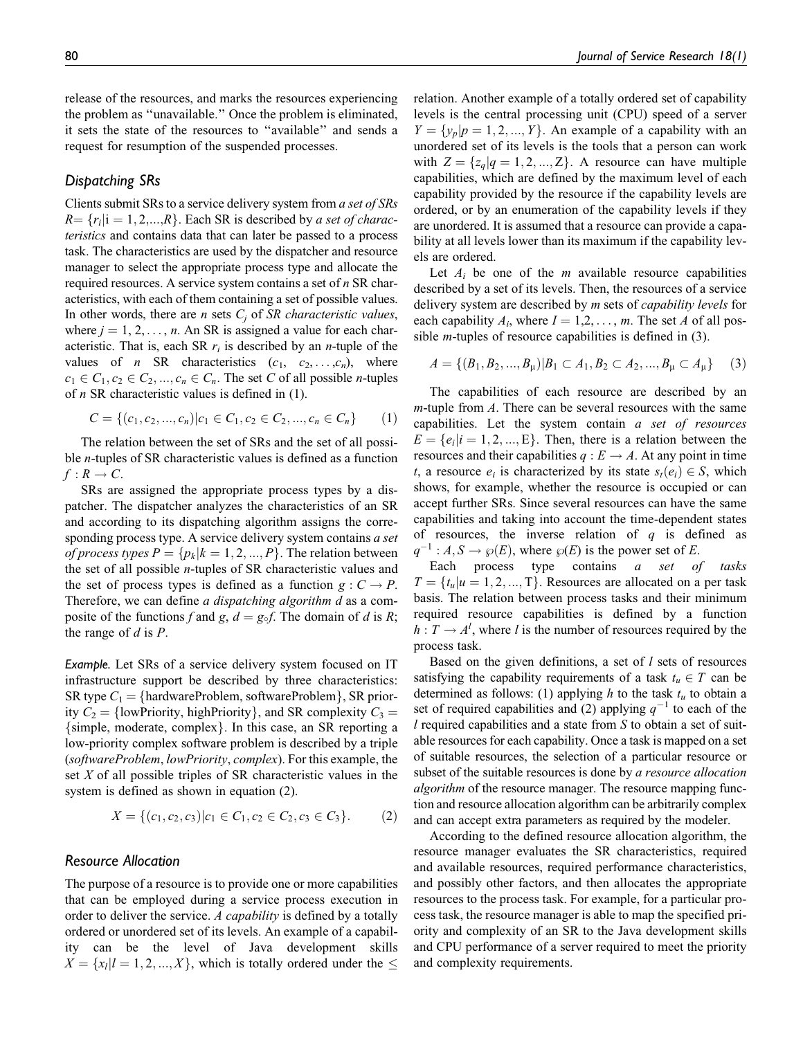release of the resources, and marks the resources experiencing the problem as "unavailable." Once the problem is eliminated, it sets the state of the resources to "available" and sends a request for resumption of the suspended processes.

### Dispatching SRs

Clients submit SRs to a service delivery system from *a set of SRs* $R = \{r_i | i = 1, 2, ..., R\}$. Each SR is described by *a set of characteristics* and contains data that can later be passed to a process task. The characteristics are used by the dispatcher and resource manager to select the appropriate process type and allocate the required resources. A service system contains a set of $n$ SR characteristics, with each of them containing a set of possible values. In other words, there are $n$ sets $C_j$ of *SR characteristic values*, where $j = 1, 2, \ldots, n$. An SR is assigned a value for each characteristic. That is, each SR $r_i$ is described by an $n$-tuple of the values of $n$ SR characteristics $(c_1, c_2, \ldots, c_n)$, where $c_1 \in C_1, c_2 \in C_2, ..., c_n \in C_n$. The set $C$ of all possible $n$-tuples of $n$ SR characteristic values is defined in (1).

$$C = \{(c_1, c_2, ..., c_n) | c_1 \in C_1, c_2 \in C_2, ..., c_n \in C_n\} \tag{1}$$

The relation between the set of SRs and the set of all possible $n$-tuples of SR characteristic values is defined as a function $f: R \to C$.

SRs are assigned the appropriate process types by a dispatcher. The dispatcher analyzes the characteristics of an SR and according to its dispatching algorithm assigns the corresponding process type. A service delivery system contains *a set of process types* $P = \{p_k | k = 1, 2, ..., P\}$. The relation between the set of all possible $n$-tuples of SR characteristic values and the set of process types is defined as a function $g: C \to P$. Therefore, we can define *a dispatching algorithm* $d$ as a composite of the functions $f$ and $g$, $d = g \circ f$. The domain of $d$ is $R$; the range of $d$ is $P$.

*Example.* Let SRs of a service delivery system focused on IT infrastructure support be described by three characteristics: SR type $C_1 = \{\text{hardwareProblem}, \text{softwareProblem}\}$, SR priority $C_2 = \{\text{lowPriority}, \text{highPriority}\}$, and SR complexity $C_3 = \{\text{simple}, \text{moderate}, \text{complex}\}$. In this case, an SR reporting a low-priority complex software problem is described by a triple (*softwareProblem*, *lowPriority*, *complex*). For this example, the set $X$ of all possible triples of SR characteristic values in the system is defined as shown in equation (2).

$$X = \{(c_1, c_2, c_3) | c_1 \in C_1, c_2 \in C_2, c_3 \in C_3\}. \tag{2}$$

### Resource Allocation

The purpose of a resource is to provide one or more capabilities that can be employed during a service process execution in order to deliver the service. *A capability* is defined by a totally ordered or unordered set of its levels. An example of a capability can be the level of Java development skills $X = \{x_l | l = 1, 2, ..., X\}$, which is totally ordered under the $\leq$ relation. Another example of a totally ordered set of capability levels is the central processing unit (CPU) speed of a server $Y = \{y_p | p = 1, 2, ..., Y\}$. An example of a capability with an unordered set of its levels is the tools that a person can work with $Z = \{z_q | q = 1, 2, ..., Z\}$. A resource can have multiple capabilities, which are defined by the maximum level of each capability provided by the resource if the capability levels are ordered, or by an enumeration of the capability levels if they are unordered. It is assumed that a resource can provide a capability at all levels lower than its maximum if the capability levels are ordered.

Let $A_i$ be one of the $m$ available resource capabilities described by a set of its levels. Then, the resources of a service delivery system are described by $m$ sets of *capability levels* for each capability $A_i$, where $I = 1, 2, \ldots, m$. The set $A$ of all possible $m$-tuples of resource capabilities is defined in (3).

$$A = \{(B_1, B_2, ..., B_\mu) | B_1 \subset A_1, B_2 \subset A_2, ..., B_\mu \subset A_\mu\} \tag{3}$$

The capabilities of each resource are described by an $m$-tuple from $A$. There can be several resources with the same capabilities. Let the system contain *a set of resources* $E = \{e_i | i = 1, 2, ..., E\}$. Then, there is a relation between the resources and their capabilities $q: E \to A$. At any point in time $t$, a resource $e_i$ is characterized by its state $s_t(e_i) \in S$, which shows, for example, whether the resource is occupied or can accept further SRs. Since several resources can have the same capabilities and taking into account the time-dependent states of resources, the inverse relation of $q$ is defined as $q^{-1}: A, S \to \wp(E)$, where $\wp(E)$ is the power set of $E$.

Each process type contains *a set of tasks* $T = \{t_u | u = 1, 2, ..., T\}$. Resources are allocated on a per task basis. The relation between process tasks and their minimum required resource capabilities is defined by a function $h: T \to A^l$, where $l$ is the number of resources required by the process task.

Based on the given definitions, a set of $l$ sets of resources satisfying the capability requirements of a task $t_u \in T$ can be determined as follows: (1) applying $h$ to the task $t_u$ to obtain a set of required capabilities and (2) applying $q^{-1}$ to each of the $l$ required capabilities and a state from $S$ to obtain a set of suitable resources for each capability. Once a task is mapped on a set of suitable resources, the selection of a particular resource or subset of the suitable resources is done by *a resource allocation algorithm* of the resource manager. The resource mapping function and resource allocation algorithm can be arbitrarily complex and can accept extra parameters as required by the modeler.

According to the defined resource allocation algorithm, the resource manager evaluates the SR characteristics, required and available resources, required performance characteristics, and possibly other factors, and then allocates the appropriate resources to the process task. For example, for a particular process task, the resource manager is able to map the specified priority and complexity of an SR to the Java development skills and CPU performance of a server required to meet the priority and complexity requirements.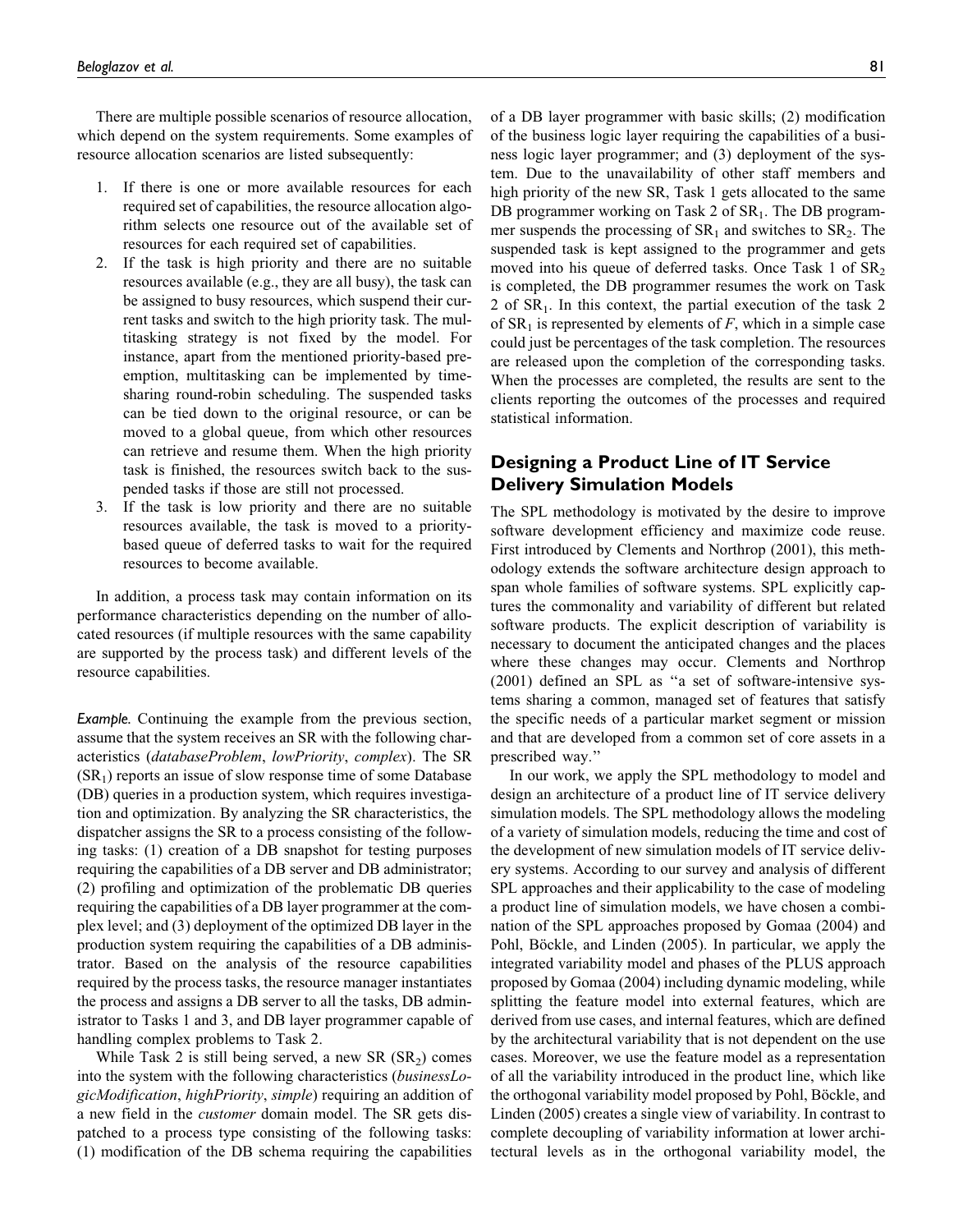There are multiple possible scenarios of resource allocation, which depend on the system requirements. Some examples of resource allocation scenarios are listed subsequently:

1. If there is one or more available resources for each required set of capabilities, the resource allocation algorithm selects one resource out of the available set of resources for each required set of capabilities.
2. If the task is high priority and there are no suitable resources available (e.g., they are all busy), the task can be assigned to busy resources, which suspend their current tasks and switch to the high priority task. The multitasking strategy is not fixed by the model. For instance, apart from the mentioned priority-based preemption, multitasking can be implemented by time-sharing round-robin scheduling. The suspended tasks can be tied down to the original resource, or can be moved to a global queue, from which other resources can retrieve and resume them. When the high priority task is finished, the resources switch back to the suspended tasks if those are still not processed.
3. If the task is low priority and there are no suitable resources available, the task is moved to a priority-based queue of deferred tasks to wait for the required resources to become available.

In addition, a process task may contain information on its performance characteristics depending on the number of allocated resources (if multiple resources with the same capability are supported by the process task) and different levels of the resource capabilities.

*Example.* Continuing the example from the previous section, assume that the system receives an SR with the following characteristics (*databaseProblem*, *lowPriority*, *complex*). The SR ($SR_1$) reports an issue of slow response time of some Database (DB) queries in a production system, which requires investigation and optimization. By analyzing the SR characteristics, the dispatcher assigns the SR to a process consisting of the following tasks: (1) creation of a DB snapshot for testing purposes requiring the capabilities of a DB server and DB administrator; (2) profiling and optimization of the problematic DB queries requiring the capabilities of a DB layer programmer at the complex level; and (3) deployment of the optimized DB layer in the production system requiring the capabilities of a DB administrator. Based on the analysis of the resource capabilities required by the process tasks, the resource manager instantiates the process and assigns a DB server to all the tasks, DB administrator to Tasks 1 and 3, and DB layer programmer capable of handling complex problems to Task 2.

While Task 2 is still being served, a new SR ($SR_2$) comes into the system with the following characteristics (*businessLogicModification*, *highPriority*, *simple*) requiring an addition of a new field in the *customer* domain model. The SR gets dispatched to a process type consisting of the following tasks: (1) modification of the DB schema requiring the capabilities of a DB layer programmer with basic skills; (2) modification of the business logic layer requiring the capabilities of a business logic layer programmer; and (3) deployment of the system. Due to the unavailability of other staff members and high priority of the new SR, Task 1 gets allocated to the same DB programmer working on Task 2 of $SR_1$. The DB programmer suspends the processing of $SR_1$ and switches to $SR_2$. The suspended task is kept assigned to the programmer and gets moved into his queue of deferred tasks. Once Task 1 of $SR_2$ is completed, the DB programmer resumes the work on Task 2 of $SR_1$. In this context, the partial execution of the task 2 of $SR_1$ is represented by elements of $F$, which in a simple case could just be percentages of the task completion. The resources are released upon the completion of the corresponding tasks. When the processes are completed, the results are sent to the clients reporting the outcomes of the processes and required statistical information.

## Designing a Product Line of IT Service Delivery Simulation Models

The SPL methodology is motivated by the desire to improve software development efficiency and maximize code reuse. First introduced by Clements and Northrop (2001), this methodology extends the software architecture design approach to span whole families of software systems. SPL explicitly captures the commonality and variability of different but related software products. The explicit description of variability is necessary to document the anticipated changes and the places where these changes may occur. Clements and Northrop (2001) defined an SPL as "a set of software-intensive systems sharing a common, managed set of features that satisfy the specific needs of a particular market segment or mission and that are developed from a common set of core assets in a prescribed way."

In our work, we apply the SPL methodology to model and design an architecture of a product line of IT service delivery simulation models. The SPL methodology allows the modeling of a variety of simulation models, reducing the time and cost of the development of new simulation models of IT service delivery systems. According to our survey and analysis of different SPL approaches and their applicability to the case of modeling a product line of simulation models, we have chosen a combination of the SPL approaches proposed by Gomaa (2004) and Pohl, Böckle, and Linden (2005). In particular, we apply the integrated variability model and phases of the PLUS approach proposed by Gomaa (2004) including dynamic modeling, while splitting the feature model into external features, which are derived from use cases, and internal features, which are defined by the architectural variability that is not dependent on the use cases. Moreover, we use the feature model as a representation of all the variability introduced in the product line, which like the orthogonal variability model proposed by Pohl, Böckle, and Linden (2005) creates a single view of variability. In contrast to complete decoupling of variability information at lower architectural levels as in the orthogonal variability model, the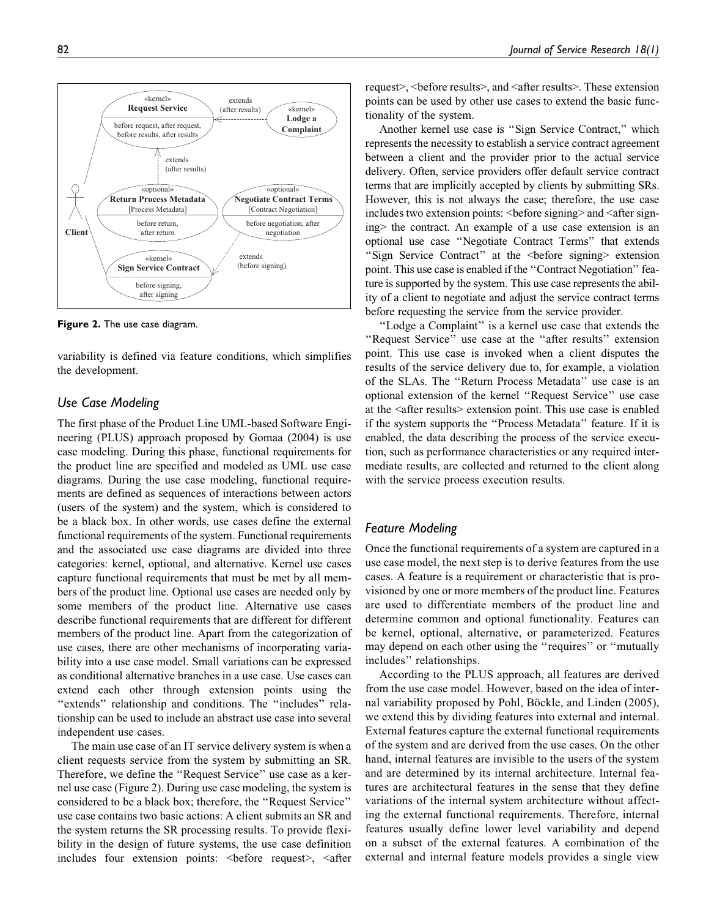Figure 2. The use case diagram.

variability is defined via feature conditions, which simplifies the development.

### Use Case Modeling

The first phase of the Product Line UML-based Software Engineering (PLUS) approach proposed by Gomaa (2004) is use case modeling. During this phase, functional requirements for the product line are specified and modeled as UML use case diagrams. During the use case modeling, functional requirements are defined as sequences of interactions between actors (users of the system) and the system, which is considered to be a black box. In other words, use cases define the external functional requirements of the system. Functional requirements and the associated use case diagrams are divided into three categories: kernel, optional, and alternative. Kernel use cases capture functional requirements that must be met by all members of the product line. Optional use cases are needed only by some members of the product line. Alternative use cases describe functional requirements that are different for different members of the product line. Apart from the categorization of use cases, there are other mechanisms of incorporating variability into a use case model. Small variations can be expressed as conditional alternative branches in a use case. Use cases can extend each other through extension points using the "extends" relationship and conditions. The "includes" relationship can be used to include an abstract use case into several independent use cases.

The main use case of an IT service delivery system is when a client requests service from the system by submitting an SR. Therefore, we define the "Request Service" use case as a kernel use case (Figure 2). During use case modeling, the system is considered to be a black box; therefore, the "Request Service" use case contains two basic actions: A client submits an SR and the system returns the SR processing results. To provide flexibility in the design of future systems, the use case definition includes four extension points: <before request>, <after request>, <before results>, and <after results>. These extension points can be used by other use cases to extend the basic functionality of the system.

Another kernel use case is "Sign Service Contract," which represents the necessity to establish a service contract agreement between a client and the provider prior to the actual service delivery. Often, service providers offer default service contract terms that are implicitly accepted by clients by submitting SRs. However, this is not always the case; therefore, the use case includes two extension points: <before signing> and <after signing> the contract. An example of a use case extension is an optional use case "Negotiate Contract Terms" that extends "Sign Service Contract" at the <before signing> extension point. This use case is enabled if the "Contract Negotiation" feature is supported by the system. This use case represents the ability of a client to negotiate and adjust the service contract terms before requesting the service from the service provider.

"Lodge a Complaint" is a kernel use case that extends the "Request Service" use case at the "after results" extension point. This use case is invoked when a client disputes the results of the service delivery due to, for example, a violation of the SLAs. The "Return Process Metadata" use case is an optional extension of the kernel "Request Service" use case at the <after results> extension point. This use case is enabled if the system supports the "Process Metadata" feature. If it is enabled, the data describing the process of the service execution, such as performance characteristics or any required intermediate results, are collected and returned to the client along with the service process execution results.

### Feature Modeling

Once the functional requirements of a system are captured in a use case model, the next step is to derive features from the use cases. A feature is a requirement or characteristic that is provisioned by one or more members of the product line. Features are used to differentiate members of the product line and determine common and optional functionality. Features can be kernel, optional, alternative, or parameterized. Features may depend on each other using the "requires" or "mutually includes" relationships.

According to the PLUS approach, all features are derived from the use case model. However, based on the idea of internal variability proposed by Pohl, Böckle, and Linden (2005), we extend this by dividing features into external and internal. External features capture the external functional requirements of the system and are derived from the use cases. On the other hand, internal features are invisible to the users of the system and are determined by its internal architecture. Internal features are architectural features in the sense that they define variations of the internal system architecture without affecting the external functional requirements. Therefore, internal features usually define lower level variability and depend on a subset of the external features. A combination of the external and internal feature models provides a single view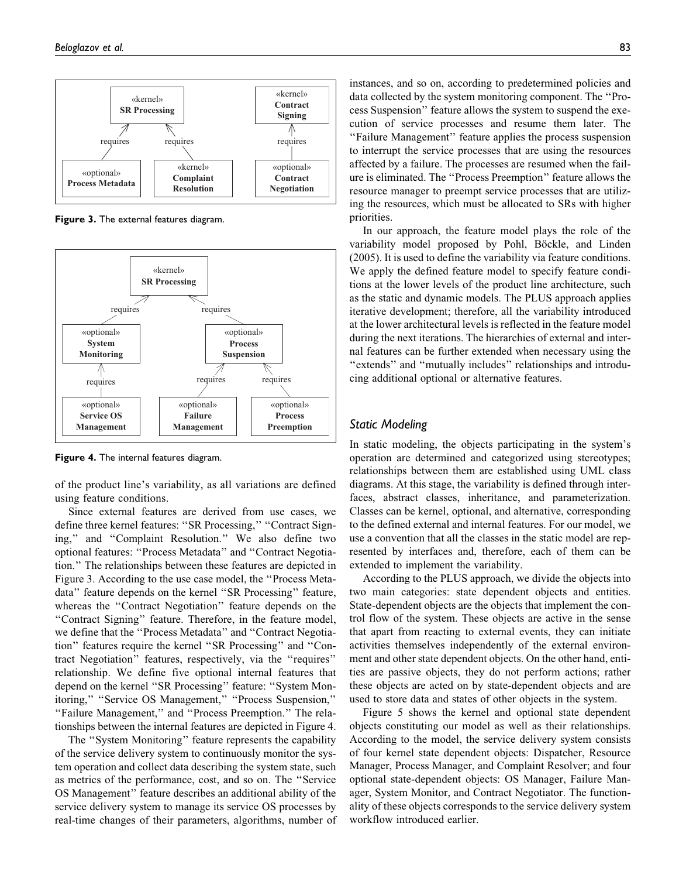«kernel»
**SR Processing**

«kernel»
**Contract Signing**

requires

requires

requires

«optional»
**Process Metadata**

«kernel»
**Complaint Resolution**

«optional»
**Contract Negotiation**

**Figure 3.** The external features diagram.

«kernel»
**SR Processing**

requires

requires

«optional»
**System Monitoring**

«optional»
**Process Suspension**

requires

requires

requires

«optional»
**Service OS Management**

«optional»
**Failure Management**

«optional»
**Process Preemption**

**Figure 4.** The internal features diagram.

of the product line's variability, as all variations are defined using feature conditions.

Since external features are derived from use cases, we define three kernel features: ''SR Processing,'' ''Contract Signing,'' and ''Complaint Resolution.'' We also define two optional features: ''Process Metadata'' and ''Contract Negotiation.'' The relationships between these features are depicted in Figure 3. According to the use case model, the ''Process Metadata'' feature depends on the kernel ''SR Processing'' feature, whereas the ''Contract Negotiation'' feature depends on the ''Contract Signing'' feature. Therefore, in the feature model, we define that the ''Process Metadata'' and ''Contract Negotiation'' features require the kernel ''SR Processing'' and ''Contract Negotiation'' features, respectively, via the ''requires'' relationship. We define five optional internal features that depend on the kernel ''SR Processing'' feature: ''System Monitoring,'' ''Service OS Management,'' ''Process Suspension,'' ''Failure Management,'' and ''Process Preemption.'' The relationships between the internal features are depicted in Figure 4.

The ''System Monitoring'' feature represents the capability of the service delivery system to continuously monitor the system operation and collect data describing the system state, such as metrics of the performance, cost, and so on. The ''Service OS Management'' feature describes an additional ability of the service delivery system to manage its service OS processes by real-time changes of their parameters, algorithms, number of instances, and so on, according to predetermined policies and data collected by the system monitoring component. The ''Process Suspension'' feature allows the system to suspend the execution of service processes and resume them later. The ''Failure Management'' feature applies the process suspension to interrupt the service processes that are using the resources affected by a failure. The processes are resumed when the failure is eliminated. The ''Process Preemption'' feature allows the resource manager to preempt service processes that are utilizing the resources, which must be allocated to SRs with higher priorities.

In our approach, the feature model plays the role of the variability model proposed by Pohl, Böckle, and Linden (2005). It is used to define the variability via feature conditions. We apply the defined feature model to specify feature conditions at the lower levels of the product line architecture, such as the static and dynamic models. The PLUS approach applies iterative development; therefore, all the variability introduced at the lower architectural levels is reflected in the feature model during the next iterations. The hierarchies of external and internal features can be further extended when necessary using the ''extends'' and ''mutually includes'' relationships and introducing additional optional or alternative features.

## Static Modeling

In static modeling, the objects participating in the system's operation are determined and categorized using stereotypes; relationships between them are established using UML class diagrams. At this stage, the variability is defined through interfaces, abstract classes, inheritance, and parameterization. Classes can be kernel, optional, and alternative, corresponding to the defined external and internal features. For our model, we use a convention that all the classes in the static model are represented by interfaces and, therefore, each of them can be extended to implement the variability.

According to the PLUS approach, we divide the objects into two main categories: state dependent objects and entities. State-dependent objects are the objects that implement the control flow of the system. These objects are active in the sense that apart from reacting to external events, they can initiate activities themselves independently of the external environment and other state dependent objects. On the other hand, entities are passive objects, they do not perform actions; rather these objects are acted on by state-dependent objects and are used to store data and states of other objects in the system.

Figure 5 shows the kernel and optional state dependent objects constituting our model as well as their relationships. According to the model, the service delivery system consists of four kernel state dependent objects: Dispatcher, Resource Manager, Process Manager, and Complaint Resolver; and four optional state-dependent objects: OS Manager, Failure Manager, System Monitor, and Contract Negotiator. The functionality of these objects corresponds to the service delivery system workflow introduced earlier.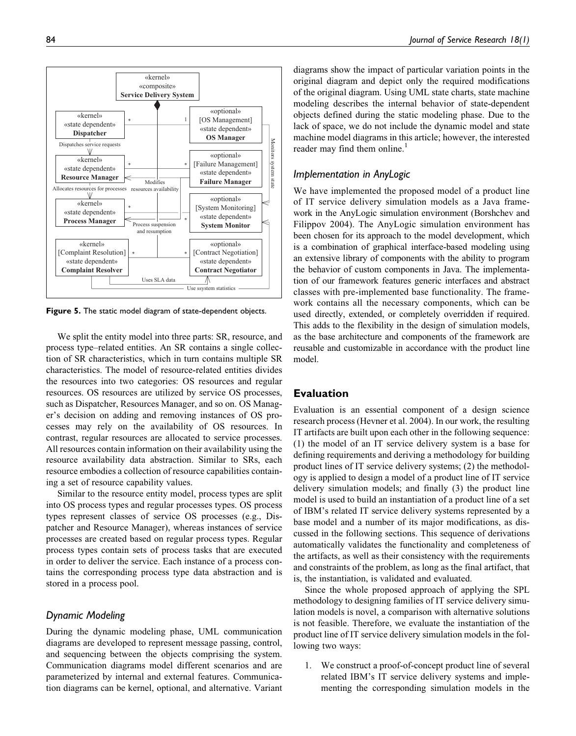«kernel»
«composite»
**Service Delivery System**

«kernel»
«state dependent»
**Dispatcher**

«optional»
[OS Management]
«state dependent»
**OS Manager**

Dispatches service requests

«kernel»
«state dependent»
**Resource Manager**

«optional»
[Failure Management]
«state dependent»
**Failure Manager**

Modifies resources availability

Allocates resources for processes

«kernel»
«state dependent»
**Process Manager**

«optional»
[System Monitoring]
«state dependent»
**System Monitor**

Process suspension and resumption

«kernel»
[Complaint Resolution]
«state dependent»
**Complaint Resolver**

«optional»
[Contract Negotiation]
«state dependent»
**Contract Negotiator**

Uses SLA data

Use ssystem statistics

Monitors system state

*

1

**Figure 5.** The static model diagram of state-dependent objects.

We split the entity model into three parts: SR, resource, and process type–related entities. An SR contains a single collection of SR characteristics, which in turn contains multiple SR characteristics. The model of resource-related entities divides the resources into two categories: OS resources and regular resources. OS resources are utilized by service OS processes, such as Dispatcher, Resources Manager, and so on. OS Manager's decision on adding and removing instances of OS processes may rely on the availability of OS resources. In contrast, regular resources are allocated to service processes. All resources contain information on their availability using the resource availability data abstraction. Similar to SRs, each resource embodies a collection of resource capabilities containing a set of resource capability values.

Similar to the resource entity model, process types are split into OS process types and regular processes types. OS process types represent classes of service OS processes (e.g., Dispatcher and Resource Manager), whereas instances of service processes are created based on regular process types. Regular process types contain sets of process tasks that are executed in order to deliver the service. Each instance of a process contains the corresponding process type data abstraction and is stored in a process pool.

### *Dynamic Modeling*

During the dynamic modeling phase, UML communication diagrams are developed to represent message passing, control, and sequencing between the objects comprising the system. Communication diagrams model different scenarios and are parameterized by internal and external features. Communication diagrams can be kernel, optional, and alternative. Variant diagrams show the impact of particular variation points in the original diagram and depict only the required modifications of the original diagram. Using UML state charts, state machine modeling describes the internal behavior of state-dependent objects defined during the static modeling phase. Due to the lack of space, we do not include the dynamic model and state machine model diagrams in this article; however, the interested reader may find them online.[1]

### *Implementation in AnyLogic*

We have implemented the proposed model of a product line of IT service delivery simulation models as a Java framework in the AnyLogic simulation environment (Borshchev and Filippov 2004). The AnyLogic simulation environment has been chosen for its approach to the model development, which is a combination of graphical interface-based modeling using an extensive library of components with the ability to program the behavior of custom components in Java. The implementation of our framework features generic interfaces and abstract classes with pre-implemented base functionality. The framework contains all the necessary components, which can be used directly, extended, or completely overridden if required. This adds to the flexibility in the design of simulation models, as the base architecture and components of the framework are reusable and customizable in accordance with the product line model.

## Evaluation

Evaluation is an essential component of a design science research process (Hevner et al. 2004). In our work, the resulting IT artifacts are built upon each other in the following sequence: (1) the model of an IT service delivery system is a base for defining requirements and deriving a methodology for building product lines of IT service delivery systems; (2) the methodology is applied to design a model of a product line of IT service delivery simulation models; and finally (3) the product line model is used to build an instantiation of a product line of a set of IBM's related IT service delivery systems represented by a base model and a number of its major modifications, as discussed in the following sections. This sequence of derivations automatically validates the functionality and completeness of the artifacts, as well as their consistency with the requirements and constraints of the problem, as long as the final artifact, that is, the instantiation, is validated and evaluated.

Since the whole proposed approach of applying the SPL methodology to designing families of IT service delivery simulation models is novel, a comparison with alternative solutions is not feasible. Therefore, we evaluate the instantiation of the product line of IT service delivery simulation models in the following two ways:

1. We construct a proof-of-concept product line of several related IBM's IT service delivery systems and implementing the corresponding simulation models in the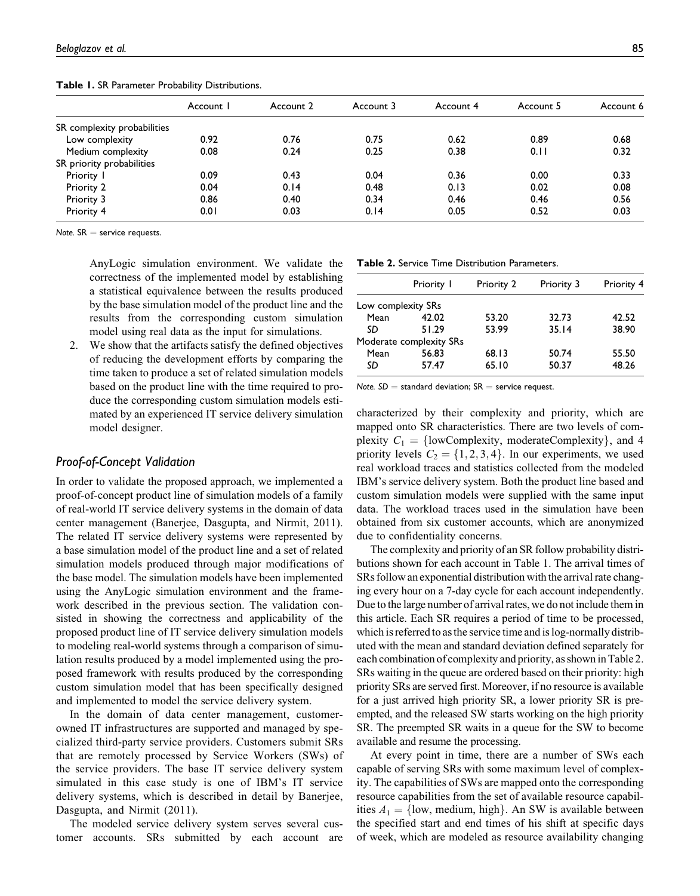**Table 1.** SR Parameter Probability Distributions.

| | Account 1 | Account 2 | Account 3 | Account 4 | Account 5 | Account 6 |
|---|---|---|---|---|---|---|
| SR complexity probabilities | | | | | | |
| Low complexity | 0.92 | 0.76 | 0.75 | 0.62 | 0.89 | 0.68 |
| Medium complexity | 0.08 | 0.24 | 0.25 | 0.38 | 0.11 | 0.32 |
| SR priority probabilities | | | | | | |
| Priority 1 | 0.09 | 0.43 | 0.04 | 0.36 | 0.00 | 0.33 |
| Priority 2 | 0.04 | 0.14 | 0.48 | 0.13 | 0.02 | 0.08 |
| Priority 3 | 0.86 | 0.40 | 0.34 | 0.46 | 0.46 | 0.56 |
| Priority 4 | 0.01 | 0.03 | 0.14 | 0.05 | 0.52 | 0.03 |

*Note.* SR = service requests.

AnyLogic simulation environment. We validate the correctness of the implemented model by establishing a statistical equivalence between the results produced by the base simulation model of the product line and the results from the corresponding custom simulation model using real data as the input for simulations.

2. We show that the artifacts satisfy the defined objectives of reducing the development efforts by comparing the time taken to produce a set of related simulation models based on the product line with the time required to produce the corresponding custom simulation models estimated by an experienced IT service delivery simulation model designer.

### Proof-of-Concept Validation

In order to validate the proposed approach, we implemented a proof-of-concept product line of simulation models of a family of real-world IT service delivery systems in the domain of data center management (Banerjee, Dasgupta, and Nirmit, 2011). The related IT service delivery systems were represented by a base simulation model of the product line and a set of related simulation models produced through major modifications of the base model. The simulation models have been implemented using the AnyLogic simulation environment and the framework described in the previous section. The validation consisted in showing the correctness and applicability of the proposed product line of IT service delivery simulation models to modeling real-world systems through a comparison of simulation results produced by a model implemented using the proposed framework with results produced by the corresponding custom simulation model that has been specifically designed and implemented to model the service delivery system.

In the domain of data center management, customer-owned IT infrastructures are supported and managed by specialized third-party service providers. Customers submit SRs that are remotely processed by Service Workers (SWs) of the service providers. The base IT service delivery system simulated in this case study is one of IBM's IT service delivery systems, which is described in detail by Banerjee, Dasgupta, and Nirmit (2011).

The modeled service delivery system serves several customer accounts. SRs submitted by each account are

**Table 2.** Service Time Distribution Parameters.

| | Priority 1 | Priority 2 | Priority 3 | Priority 4 |
|---|---|---|---|---|
| Low complexity SRs | | | | |
| Mean | 42.02 | 53.20 | 32.73 | 42.52 |
| *SD* | 51.29 | 53.99 | 35.14 | 38.90 |
| Moderate complexity SRs | | | | |
| Mean | 56.83 | 68.13 | 50.74 | 55.50 |
| *SD* | 57.47 | 65.10 | 50.37 | 48.26 |

*Note. SD* = standard deviation; SR = service request.

characterized by their complexity and priority, which are mapped onto SR characteristics. There are two levels of complexity $C_1 = \{\text{lowComplexity}, \text{moderateComplexity}\}$, and 4 priority levels $C_2 = \{1, 2, 3, 4\}$. In our experiments, we used real workload traces and statistics collected from the modeled IBM's service delivery system. Both the product line based and custom simulation models were supplied with the same input data. The workload traces used in the simulation have been obtained from six customer accounts, which are anonymized due to confidentiality concerns.

The complexity and priority of an SR follow probability distributions shown for each account in Table 1. The arrival times of SRs follow an exponential distribution with the arrival rate changing every hour on a 7-day cycle for each account independently. Due to the large number of arrival rates, we do not include them in this article. Each SR requires a period of time to be processed, which is referred to as the service time and is log-normally distributed with the mean and standard deviation defined separately for each combination of complexity and priority, as shown in Table 2. SRs waiting in the queue are ordered based on their priority: high priority SRs are served first. Moreover, if no resource is available for a just arrived high priority SR, a lower priority SR is preempted, and the released SW starts working on the high priority SR. The preempted SR waits in a queue for the SW to become available and resume the processing.

At every point in time, there are a number of SWs each capable of serving SRs with some maximum level of complexity. The capabilities of SWs are mapped onto the corresponding resource capabilities from the set of available resource capabilities $A_1 = \{\text{low}, \text{medium}, \text{high}\}$. An SW is available between the specified start and end times of his shift at specific days of week, which are modeled as resource availability changing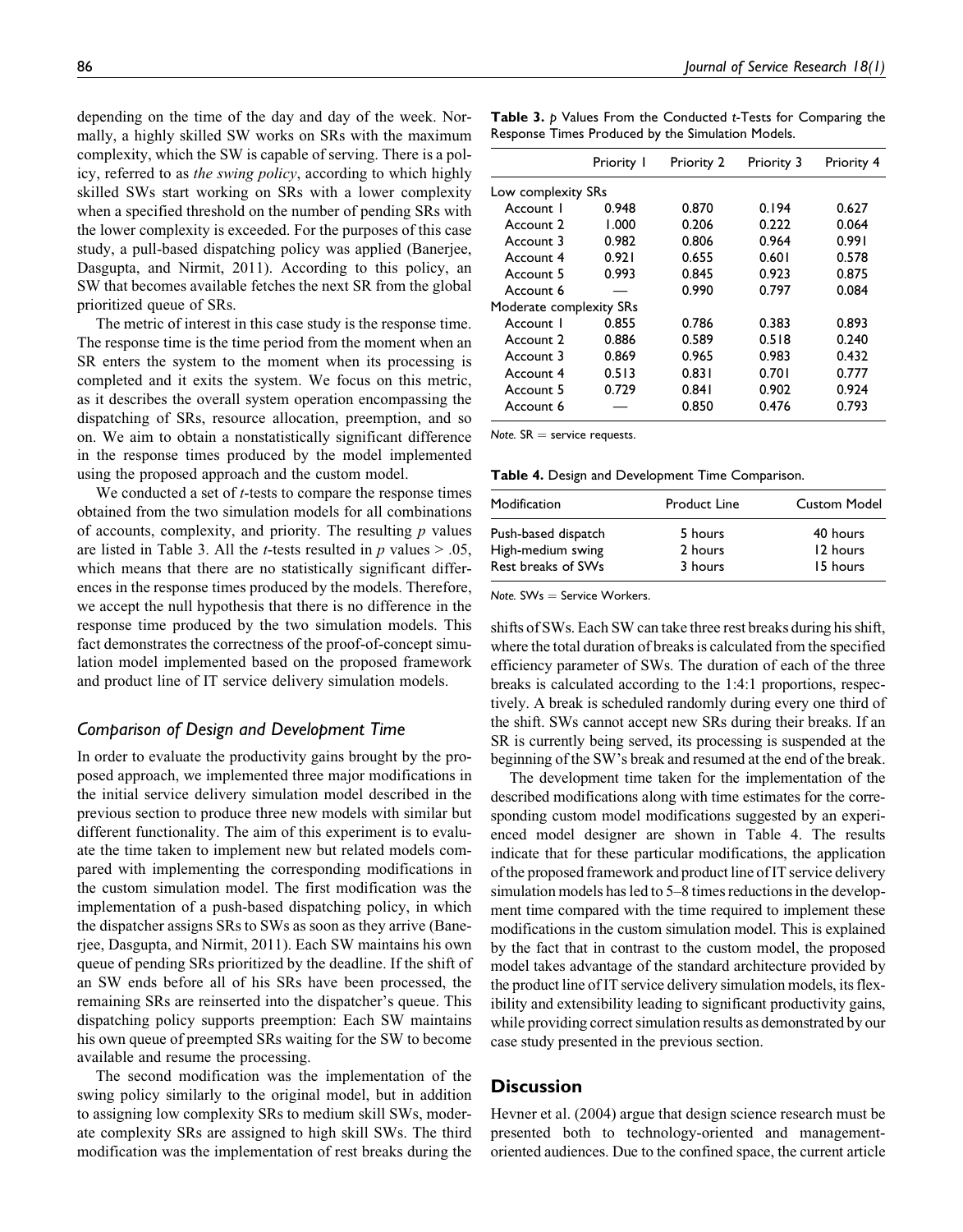depending on the time of the day and day of the week. Normally, a highly skilled SW works on SRs with the maximum complexity, which the SW is capable of serving. There is a policy, referred to as *the swing policy*, according to which highly skilled SWs start working on SRs with a lower complexity when a specified threshold on the number of pending SRs with the lower complexity is exceeded. For the purposes of this case study, a pull-based dispatching policy was applied (Banerjee, Dasgupta, and Nirmit, 2011). According to this policy, an SW that becomes available fetches the next SR from the global prioritized queue of SRs.

The metric of interest in this case study is the response time. The response time is the time period from the moment when an SR enters the system to the moment when its processing is completed and it exits the system. We focus on this metric, as it describes the overall system operation encompassing the dispatching of SRs, resource allocation, preemption, and so on. We aim to obtain a nonstatistically significant difference in the response times produced by the model implemented using the proposed approach and the custom model.

We conducted a set of *t*-tests to compare the response times obtained from the two simulation models for all combinations of accounts, complexity, and priority. The resulting *p* values are listed in Table 3. All the *t*-tests resulted in $p$ values $> .05$, which means that there are no statistically significant differences in the response times produced by the models. Therefore, we accept the null hypothesis that there is no difference in the response time produced by the two simulation models. This fact demonstrates the correctness of the proof-of-concept simulation model implemented based on the proposed framework and product line of IT service delivery simulation models.

**Table 3.** *p* Values From the Conducted *t*-Tests for Comparing the Response Times Produced by the Simulation Models.

| | Priority 1 | Priority 2 | Priority 3 | Priority 4 |
|---|---|---|---|---|
| Low complexity SRs | | | | |
| Account 1 | 0.948 | 0.870 | 0.194 | 0.627 |
| Account 2 | 1.000 | 0.206 | 0.222 | 0.064 |
| Account 3 | 0.982 | 0.806 | 0.964 | 0.991 |
| Account 4 | 0.921 | 0.655 | 0.601 | 0.578 |
| Account 5 | 0.993 | 0.845 | 0.923 | 0.875 |
| Account 6 | — | 0.990 | 0.797 | 0.084 |
| Moderate complexity SRs | | | | |
| Account 1 | 0.855 | 0.786 | 0.383 | 0.893 |
| Account 2 | 0.886 | 0.589 | 0.518 | 0.240 |
| Account 3 | 0.869 | 0.965 | 0.983 | 0.432 |
| Account 4 | 0.513 | 0.831 | 0.701 | 0.777 |
| Account 5 | 0.729 | 0.841 | 0.902 | 0.924 |
| Account 6 | — | 0.850 | 0.476 | 0.793 |

*Note.* SR = service requests.

### Comparison of Design and Development Time

In order to evaluate the productivity gains brought by the proposed approach, we implemented three major modifications in the initial service delivery simulation model described in the previous section to produce three new models with similar but different functionality. The aim of this experiment is to evaluate the time taken to implement new but related models compared with implementing the corresponding modifications in the custom simulation model. The first modification was the implementation of a push-based dispatching policy, in which the dispatcher assigns SRs to SWs as soon as they arrive (Banerjee, Dasgupta, and Nirmit, 2011). Each SW maintains his own queue of pending SRs prioritized by the deadline. If the shift of an SW ends before all of his SRs have been processed, the remaining SRs are reinserted into the dispatcher's queue. This dispatching policy supports preemption: Each SW maintains his own queue of preempted SRs waiting for the SW to become available and resume the processing.

The second modification was the implementation of the swing policy similarly to the original model, but in addition to assigning low complexity SRs to medium skill SWs, moderate complexity SRs are assigned to high skill SWs. The third modification was the implementation of rest breaks during the shifts of SWs. Each SW can take three rest breaks during his shift, where the total duration of breaks is calculated from the specified efficiency parameter of SWs. The duration of each of the three breaks is calculated according to the 1:4:1 proportions, respectively. A break is scheduled randomly during every one third of the shift. SWs cannot accept new SRs during their breaks. If an SR is currently being served, its processing is suspended at the beginning of the SW's break and resumed at the end of the break.

**Table 4.** Design and Development Time Comparison.

| Modification | Product Line | Custom Model |
|---|---|---|
| Push-based dispatch | 5 hours | 40 hours |
| High-medium swing | 2 hours | 12 hours |
| Rest breaks of SWs | 3 hours | 15 hours |

*Note.* SWs = Service Workers.

The development time taken for the implementation of the described modifications along with time estimates for the corresponding custom model modifications suggested by an experienced model designer are shown in Table 4. The results indicate that for these particular modifications, the application of the proposed framework and product line of IT service delivery simulation models has led to 5–8 times reductions in the development time compared with the time required to implement these modifications in the custom simulation model. This is explained by the fact that in contrast to the custom model, the proposed model takes advantage of the standard architecture provided by the product line of IT service delivery simulation models, its flexibility and extensibility leading to significant productivity gains, while providing correct simulation results as demonstrated by our case study presented in the previous section.

## Discussion

Hevner et al. (2004) argue that design science research must be presented both to technology-oriented and management-oriented audiences. Due to the confined space, the current article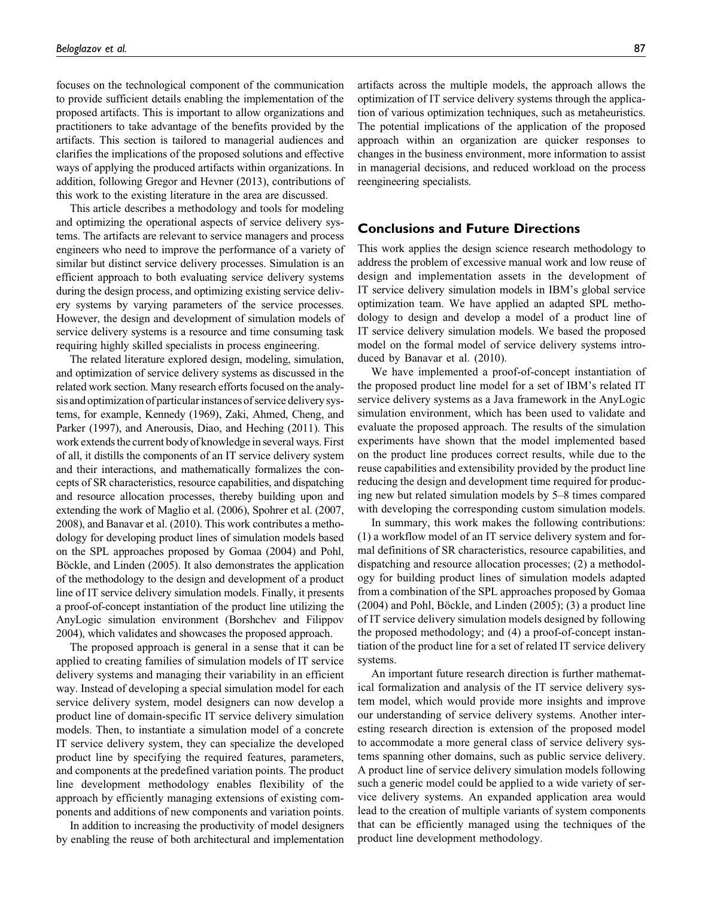focuses on the technological component of the communication to provide sufficient details enabling the implementation of the proposed artifacts. This is important to allow organizations and practitioners to take advantage of the benefits provided by the artifacts. This section is tailored to managerial audiences and clarifies the implications of the proposed solutions and effective ways of applying the produced artifacts within organizations. In addition, following Gregor and Hevner (2013), contributions of this work to the existing literature in the area are discussed.

This article describes a methodology and tools for modeling and optimizing the operational aspects of service delivery systems. The artifacts are relevant to service managers and process engineers who need to improve the performance of a variety of similar but distinct service delivery processes. Simulation is an efficient approach to both evaluating service delivery systems during the design process, and optimizing existing service delivery systems by varying parameters of the service processes. However, the design and development of simulation models of service delivery systems is a resource and time consuming task requiring highly skilled specialists in process engineering.

The related literature explored design, modeling, simulation, and optimization of service delivery systems as discussed in the related work section. Many research efforts focused on the analysis and optimization of particular instances of service delivery systems, for example, Kennedy (1969), Zaki, Ahmed, Cheng, and Parker (1997), and Anerousis, Diao, and Heching (2011). This work extends the current body of knowledge in several ways. First of all, it distills the components of an IT service delivery system and their interactions, and mathematically formalizes the concepts of SR characteristics, resource capabilities, and dispatching and resource allocation processes, thereby building upon and extending the work of Maglio et al. (2006), Spohrer et al. (2007, 2008), and Banavar et al. (2010). This work contributes a methodology for developing product lines of simulation models based on the SPL approaches proposed by Gomaa (2004) and Pohl, Böckle, and Linden (2005). It also demonstrates the application of the methodology to the design and development of a product line of IT service delivery simulation models. Finally, it presents a proof-of-concept instantiation of the product line utilizing the AnyLogic simulation environment (Borshchev and Filippov 2004), which validates and showcases the proposed approach.

The proposed approach is general in a sense that it can be applied to creating families of simulation models of IT service delivery systems and managing their variability in an efficient way. Instead of developing a special simulation model for each service delivery system, model designers can now develop a product line of domain-specific IT service delivery simulation models. Then, to instantiate a simulation model of a concrete IT service delivery system, they can specialize the developed product line by specifying the required features, parameters, and components at the predefined variation points. The product line development methodology enables flexibility of the approach by efficiently managing extensions of existing components and additions of new components and variation points.

In addition to increasing the productivity of model designers by enabling the reuse of both architectural and implementation artifacts across the multiple models, the approach allows the optimization of IT service delivery systems through the application of various optimization techniques, such as metaheuristics. The potential implications of the application of the proposed approach within an organization are quicker responses to changes in the business environment, more information to assist in managerial decisions, and reduced workload on the process reengineering specialists.

## Conclusions and Future Directions

This work applies the design science research methodology to address the problem of excessive manual work and low reuse of design and implementation assets in the development of IT service delivery simulation models in IBM's global service optimization team. We have applied an adapted SPL methodology to design and develop a model of a product line of IT service delivery simulation models. We based the proposed model on the formal model of service delivery systems introduced by Banavar et al. (2010).

We have implemented a proof-of-concept instantiation of the proposed product line model for a set of IBM's related IT service delivery systems as a Java framework in the AnyLogic simulation environment, which has been used to validate and evaluate the proposed approach. The results of the simulation experiments have shown that the model implemented based on the product line produces correct results, while due to the reuse capabilities and extensibility provided by the product line reducing the design and development time required for producing new but related simulation models by 5–8 times compared with developing the corresponding custom simulation models.

In summary, this work makes the following contributions: (1) a workflow model of an IT service delivery system and formal definitions of SR characteristics, resource capabilities, and dispatching and resource allocation processes; (2) a methodology for building product lines of simulation models adapted from a combination of the SPL approaches proposed by Gomaa (2004) and Pohl, Böckle, and Linden (2005); (3) a product line of IT service delivery simulation models designed by following the proposed methodology; and (4) a proof-of-concept instantiation of the product line for a set of related IT service delivery systems.

An important future research direction is further mathematical formalization and analysis of the IT service delivery system model, which would provide more insights and improve our understanding of service delivery systems. Another interesting research direction is extension of the proposed model to accommodate a more general class of service delivery systems spanning other domains, such as public service delivery. A product line of service delivery simulation models following such a generic model could be applied to a wide variety of service delivery systems. An expanded application area would lead to the creation of multiple variants of system components that can be efficiently managed using the techniques of the product line development methodology.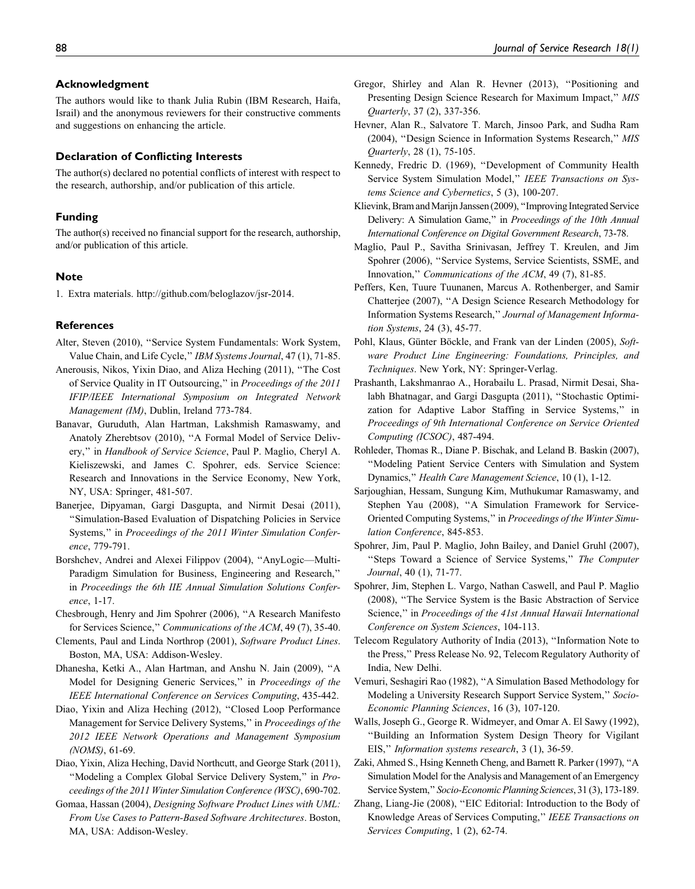## Acknowledgment

The authors would like to thank Julia Rubin (IBM Research, Haifa, Israil) and the anonymous reviewers for their constructive comments and suggestions on enhancing the article.

## Declaration of Conflicting Interests

The author(s) declared no potential conflicts of interest with respect to the research, authorship, and/or publication of this article.

## Funding

The author(s) received no financial support for the research, authorship, and/or publication of this article.

## Note

1. Extra materials. http://github.com/beloglazov/jsr-2014.

## References

Alter, Steven (2010), "Service System Fundamentals: Work System, Value Chain, and Life Cycle," *IBM Systems Journal*, 47 (1), 71-85.

Anerousis, Nikos, Yixin Diao, and Aliza Heching (2011), "The Cost of Service Quality in IT Outsourcing," in *Proceedings of the 2011 IFIP/IEEE International Symposium on Integrated Network Management (IM)*, Dublin, Ireland 773-784.

Banavar, Guruduth, Alan Hartman, Lakshmish Ramaswamy, and Anatoly Zherebtsov (2010), "A Formal Model of Service Delivery," in *Handbook of Service Science*, Paul P. Maglio, Cheryl A. Kieliszewski, and James C. Spohrer, eds. Service Science: Research and Innovations in the Service Economy, New York, NY, USA: Springer, 481-507.

Banerjee, Dipyaman, Gargi Dasgupta, and Nirmit Desai (2011), "Simulation-Based Evaluation of Dispatching Policies in Service Systems," in *Proceedings of the 2011 Winter Simulation Conference*, 779-791.

Borshchev, Andrei and Alexei Filippov (2004), "AnyLogic—Multi-Paradigm Simulation for Business, Engineering and Research," in *Proceedings the 6th IIE Annual Simulation Solutions Conference*, 1-17.

Chesbrough, Henry and Jim Spohrer (2006), "A Research Manifesto for Services Science," *Communications of the ACM*, 49 (7), 35-40.

Clements, Paul and Linda Northrop (2001), *Software Product Lines*. Boston, MA, USA: Addison-Wesley.

Dhanesha, Ketki A., Alan Hartman, and Anshu N. Jain (2009), "A Model for Designing Generic Services," in *Proceedings of the IEEE International Conference on Services Computing*, 435-442.

Diao, Yixin and Aliza Heching (2012), "Closed Loop Performance Management for Service Delivery Systems," in *Proceedings of the 2012 IEEE Network Operations and Management Symposium (NOMS)*, 61-69.

Diao, Yixin, Aliza Heching, David Northcutt, and George Stark (2011), "Modeling a Complex Global Service Delivery System," in *Proceedings of the 2011 Winter Simulation Conference (WSC)*, 690-702.

Gomaa, Hassan (2004), *Designing Software Product Lines with UML: From Use Cases to Pattern-Based Software Architectures*. Boston, MA, USA: Addison-Wesley.

Gregor, Shirley and Alan R. Hevner (2013), "Positioning and Presenting Design Science Research for Maximum Impact," *MIS Quarterly*, 37 (2), 337-356.

Hevner, Alan R., Salvatore T. March, Jinsoo Park, and Sudha Ram (2004), "Design Science in Information Systems Research," *MIS Quarterly*, 28 (1), 75-105.

Kennedy, Fredric D. (1969), "Development of Community Health Service System Simulation Model," *IEEE Transactions on Systems Science and Cybernetics*, 5 (3), 100-207.

Klievink, Bram and Marijn Janssen (2009), "Improving Integrated Service Delivery: A Simulation Game," in *Proceedings of the 10th Annual International Conference on Digital Government Research*, 73-78.

Maglio, Paul P., Savitha Srinivasan, Jeffrey T. Kreulen, and Jim Spohrer (2006), "Service Systems, Service Scientists, SSME, and Innovation," *Communications of the ACM*, 49 (7), 81-85.

Peffers, Ken, Tuure Tuunanen, Marcus A. Rothenberger, and Samir Chatterjee (2007), "A Design Science Research Methodology for Information Systems Research," *Journal of Management Information Systems*, 24 (3), 45-77.

Pohl, Klaus, Günter Böckle, and Frank van der Linden (2005), *Software Product Line Engineering: Foundations, Principles, and Techniques*. New York, NY: Springer-Verlag.

Prashanth, Lakshmanrao A., Horabailu L. Prasad, Nirmit Desai, Shalabh Bhatnagar, and Gargi Dasgupta (2011), "Stochastic Optimization for Adaptive Labor Staffing in Service Systems," in *Proceedings of 9th International Conference on Service Oriented Computing (ICSOC)*, 487-494.

Rohleder, Thomas R., Diane P. Bischak, and Leland B. Baskin (2007), "Modeling Patient Service Centers with Simulation and System Dynamics," *Health Care Management Science*, 10 (1), 1-12.

Sarjoughian, Hessam, Sungung Kim, Muthukumar Ramaswamy, and Stephen Yau (2008), "A Simulation Framework for Service-Oriented Computing Systems," in *Proceedings of the Winter Simulation Conference*, 845-853.

Spohrer, Jim, Paul P. Maglio, John Bailey, and Daniel Gruhl (2007), "Steps Toward a Science of Service Systems," *The Computer Journal*, 40 (1), 71-77.

Spohrer, Jim, Stephen L. Vargo, Nathan Caswell, and Paul P. Maglio (2008), "The Service System is the Basic Abstraction of Service Science," in *Proceedings of the 41st Annual Hawaii International Conference on System Sciences*, 104-113.

Telecom Regulatory Authority of India (2013), "Information Note to the Press," Press Release No. 92, Telecom Regulatory Authority of India, New Delhi.

Vemuri, Seshagiri Rao (1982), "A Simulation Based Methodology for Modeling a University Research Support Service System," *Socio-Economic Planning Sciences*, 16 (3), 107-120.

Walls, Joseph G., George R. Widmeyer, and Omar A. El Sawy (1992), "Building an Information System Design Theory for Vigilant EIS," *Information systems research*, 3 (1), 36-59.

Zaki, Ahmed S., Hsing Kenneth Cheng, and Barnett R. Parker (1997), "A Simulation Model for the Analysis and Management of an Emergency Service System," *Socio-Economic Planning Sciences*, 31 (3), 173-189.

Zhang, Liang-Jie (2008), "EIC Editorial: Introduction to the Body of Knowledge Areas of Services Computing," *IEEE Transactions on Services Computing*, 1 (2), 62-74.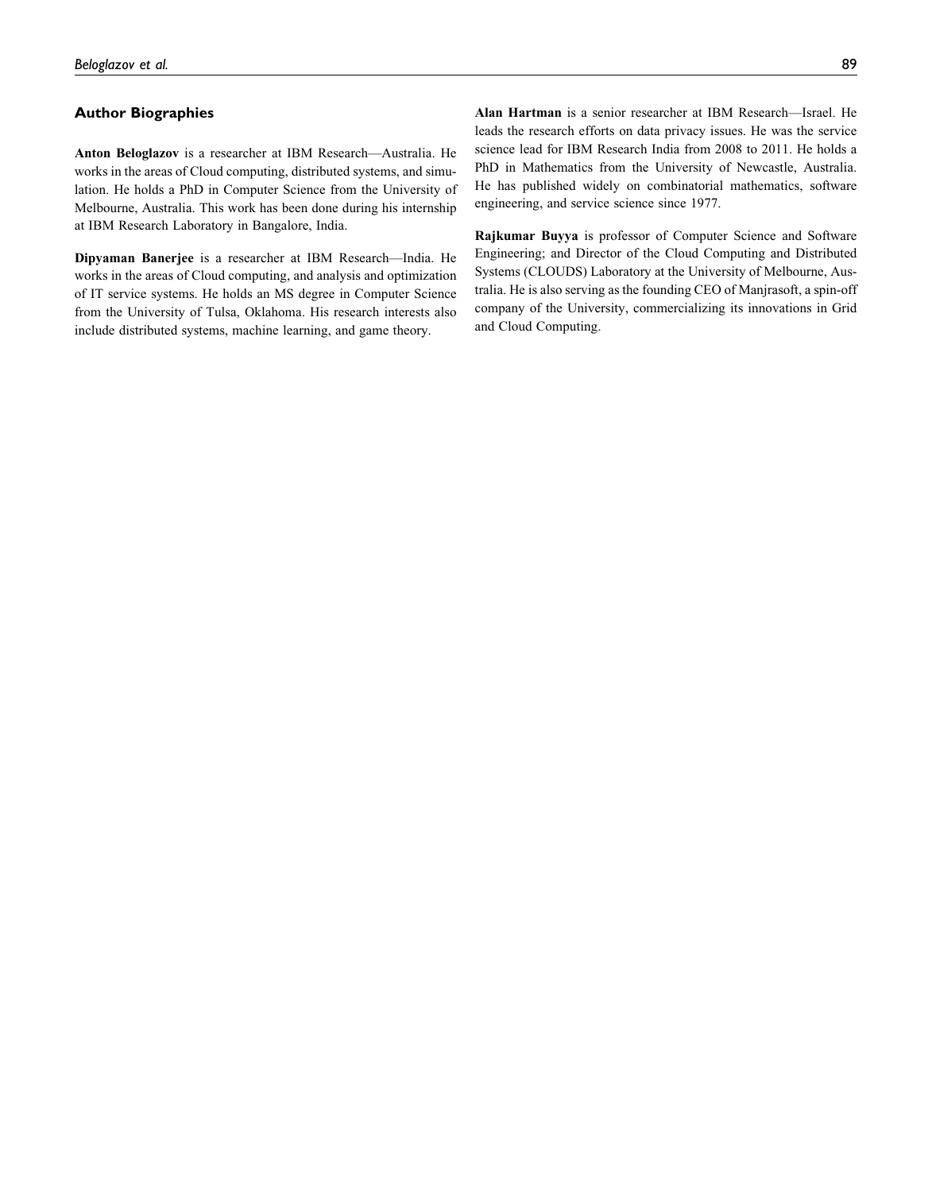## Author Biographies

**Anton Beloglazov** is a researcher at IBM Research—Australia. He works in the areas of Cloud computing, distributed systems, and simulation. He holds a PhD in Computer Science from the University of Melbourne, Australia. This work has been done during his internship at IBM Research Laboratory in Bangalore, India.

**Dipyaman Banerjee** is a researcher at IBM Research—India. He works in the areas of Cloud computing, and analysis and optimization of IT service systems. He holds an MS degree in Computer Science from the University of Tulsa, Oklahoma. His research interests also include distributed systems, machine learning, and game theory.

**Alan Hartman** is a senior researcher at IBM Research—Israel. He leads the research efforts on data privacy issues. He was the service science lead for IBM Research India from 2008 to 2011. He holds a PhD in Mathematics from the University of Newcastle, Australia. He has published widely on combinatorial mathematics, software engineering, and service science since 1977.

**Rajkumar Buyya** is professor of Computer Science and Software Engineering; and Director of the Cloud Computing and Distributed Systems (CLOUDS) Laboratory at the University of Melbourne, Australia. He is also serving as the founding CEO of Manjrasoft, a spin-off company of the University, commercializing its innovations in Grid and Cloud Computing.